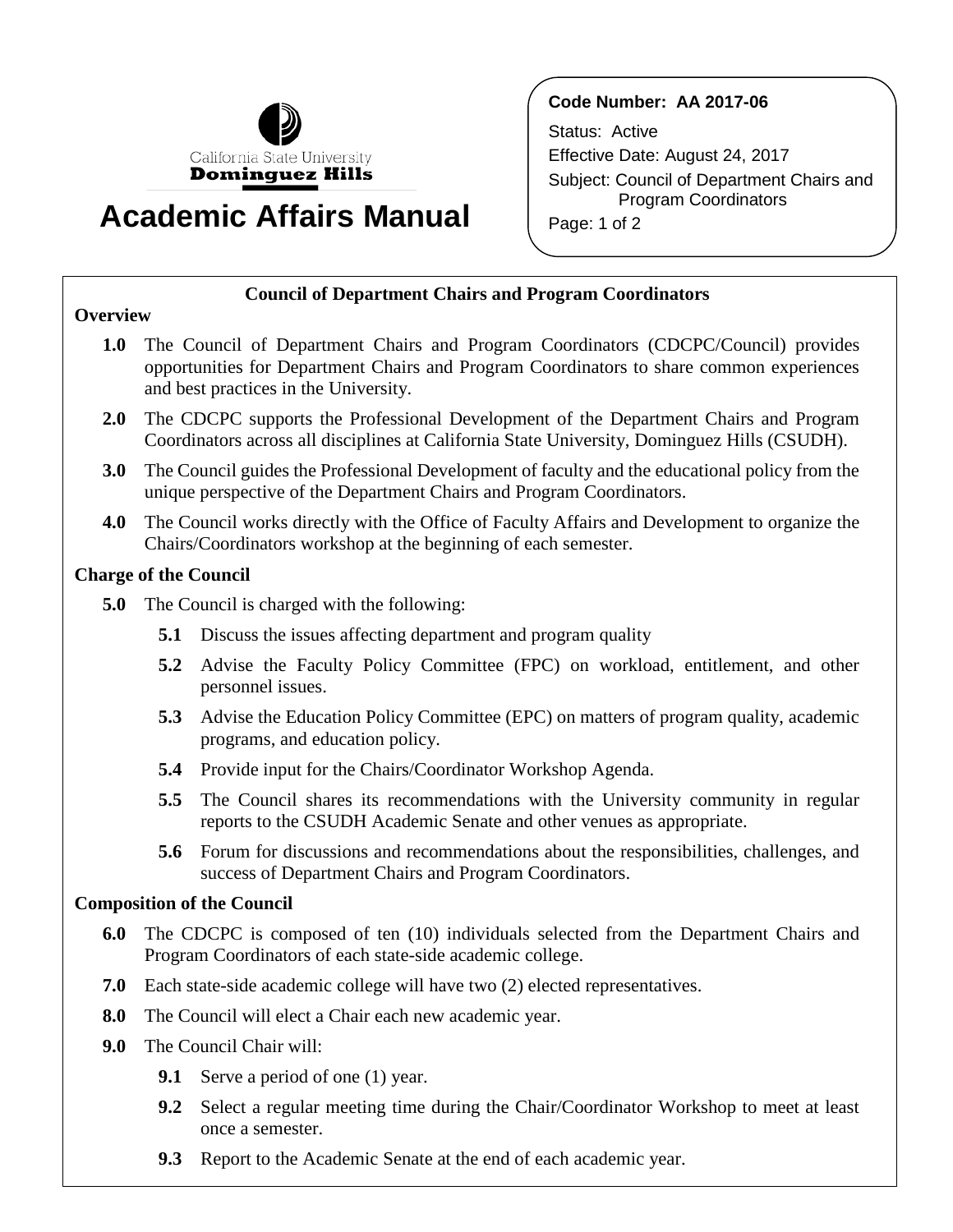California State University **Dominguez Hills**

# Academic Affairs Manual

**Code Number: AA 2017-06**

Status: Active

Effective Date: August 24, 2017

Subject: Council of Department Chairs and Program Coordinators

## Council of Department Chairs and Program Coordinators

### Overview

**1.0** The Council of Department Chairs and Program Coordinators (CDCPC/Council) provides opportunities for Department Chairs and Program Coordinators to share common experiences and best practices in the University.

**2.0** The CDCPC supports the Professional Development of the Department Chairs and Program Coordinators across all disciplines at California State University, Dominguez Hills (CSUDH).

**3.0** The Council guides the Professional Development of faculty and the educational policy from the unique perspective of the Department Chairs and Program Coordinators.

**4.0** The Council works directly with the Office of Faculty Affairs and Development to organize the Chairs/Coordinators workshop at the beginning of each semester.

### Charge of the Council

**5.0** The Council is charged with the following:

- **5.1** Discuss the issues affecting department and program quality
- **5.2** Advise the Faculty Policy Committee (FPC) on workload, entitlement, and other personnel issues.
- **5.3** Advise the Education Policy Committee (EPC) on matters of program quality, academic programs, and education policy.
- **5.4** Provide input for the Chairs/Coordinator Workshop Agenda.
- **5.5** The Council shares its recommendations with the University community in regular reports to the CSUDH Academic Senate and other venues as appropriate.
- **5.6** Forum for discussions and recommendations about the responsibilities, challenges, and success of Department Chairs and Program Coordinators.

### Composition of the Council

**6.0** The CDCPC is composed of ten (10) individuals selected from the Department Chairs and Program Coordinators of each state-side academic college.

**7.0** Each state-side academic college will have two (2) elected representatives.

**8.0** The Council will elect a Chair each new academic year.

**9.0** The Council Chair will:

- **9.1** Serve a period of one (1) year.
- **9.2** Select a regular meeting time during the Chair/Coordinator Workshop to meet at least once a semester.
- **9.3** Report to the Academic Senate at the end of each academic year.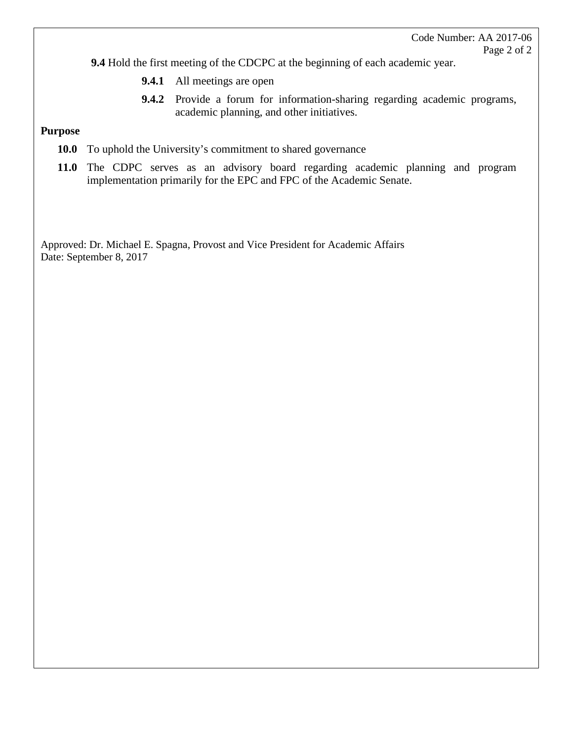**9.4** Hold the first meeting of the CDCPC at the beginning of each academic year.

- **9.4.1** All meetings are open
- **9.4.2** Provide a forum for information-sharing regarding academic programs, academic planning, and other initiatives.

**Purpose**

**10.0** To uphold the University's commitment to shared governance

**11.0** The CDPC serves as an advisory board regarding academic planning and program implementation primarily for the EPC and FPC of the Academic Senate.

Approved: Dr. Michael E. Spagna, Provost and Vice President for Academic Affairs
Date: September 8, 2017